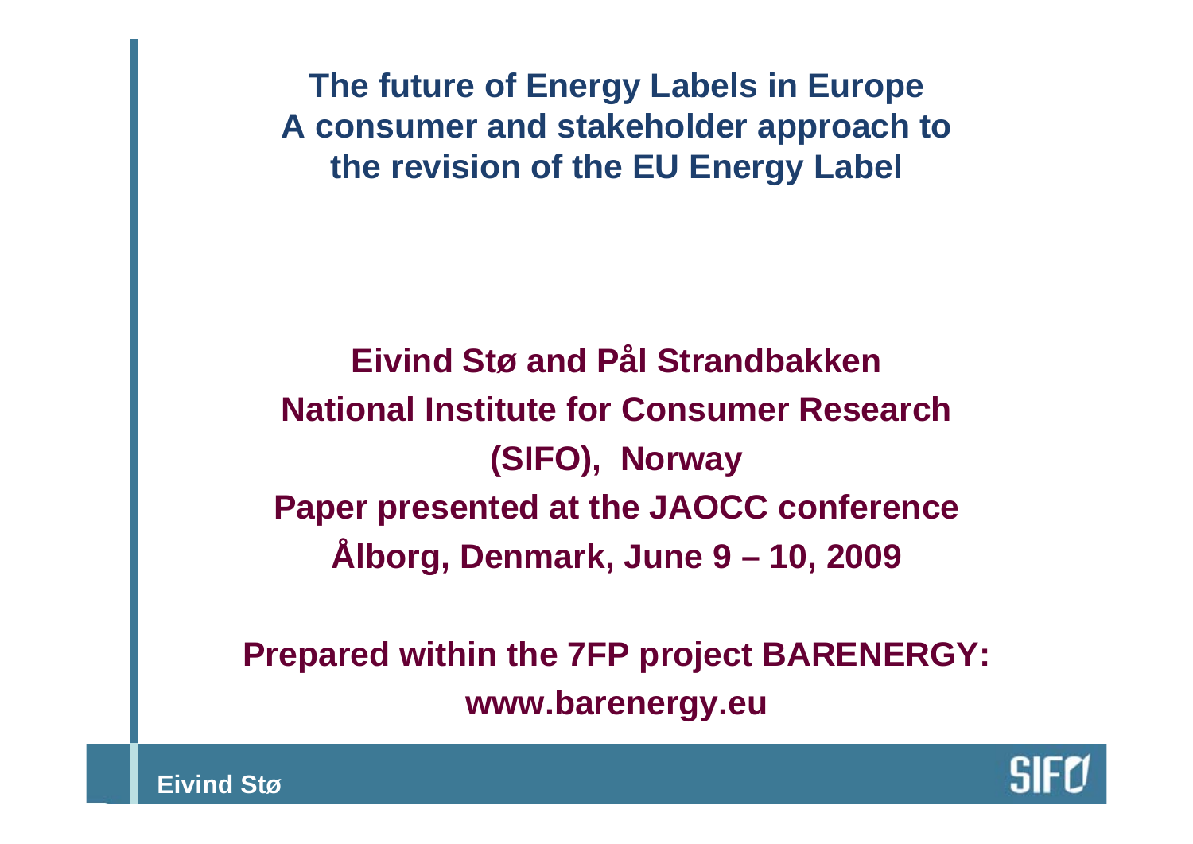# The future of Energy Labels in Europe A consumer and stakeholder approach to the revision of the EU Energy Label

**Eivind Stø and Pål Strandbakken**

**National Institute for Consumer Research (SIFO), Norway**

**Paper presented at the JAOCC conference**

**Ålborg, Denmark, June 9 – 10, 2009**

**Prepared within the 7FP project BARENERGY:**

**www.barenergy.eu**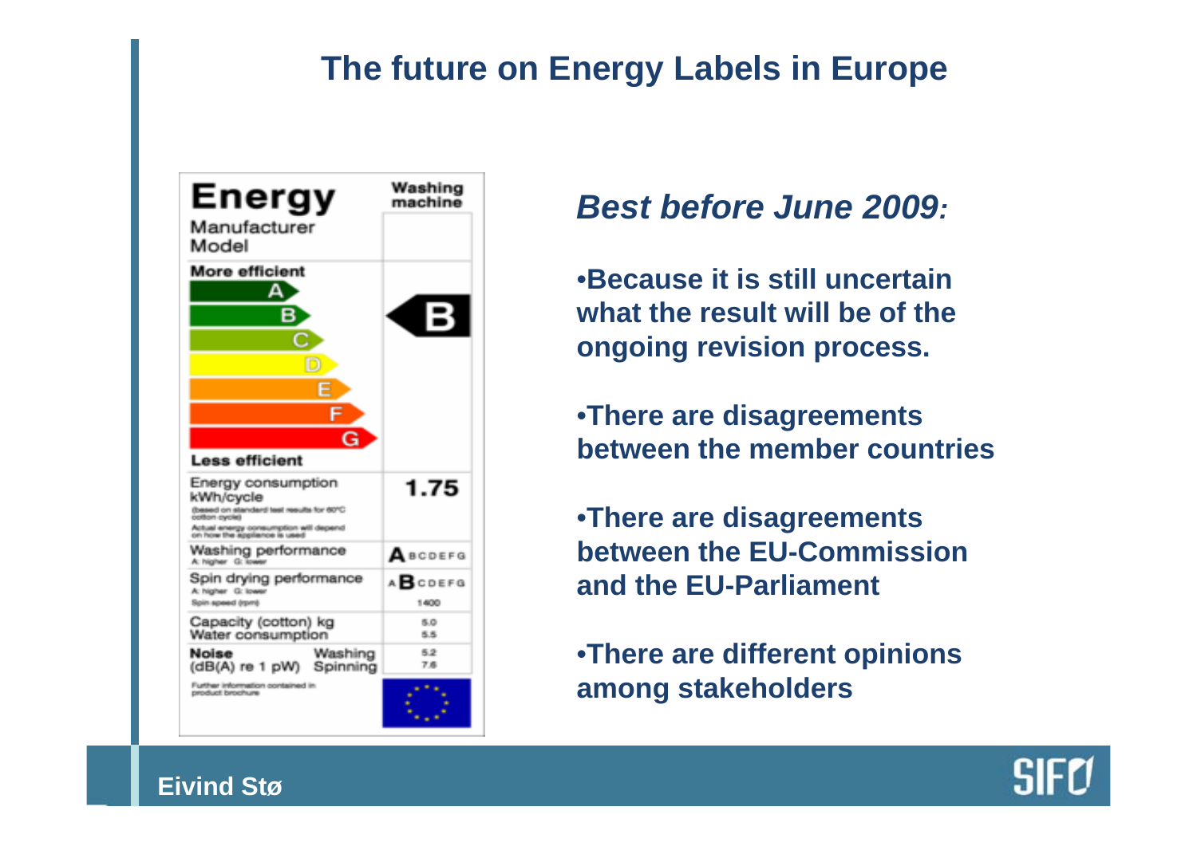# The future on Energy Labels in Europe

| Energy | Washing machine |
|---|---|
| Manufacturer<br>Model | |
| More efficient<br>A<br>B<br>C<br>D<br>E<br>F<br>G<br>Less efficient | B |
| Energy consumption kWh/cycle<br>(based on standard test results for 60°C cotton cycle)<br>Actual energy consumption will depend on how the appliance is used | 1.75 |
| Washing performance<br>A: higher G: lower | A B C D E F G |
| Spin drying performance<br>A: higher G: lower<br>Spin speed (rpm) | A B C D E F G<br>1400 |
| Capacity (cotton) kg<br>Water consumption | 5.0<br>5.5 |
| Noise (dB(A) re 1 pW) Washing<br>Spinning | 5.2<br>7.6 |
| Further information contained in product brochure | |

## *Best before June 2009:*

- **Because it is still uncertain what the result will be of the ongoing revision process.**
- **There are disagreements between the member countries**
- **There are disagreements between the EU-Commission and the EU-Parliament**
- **There are different opinions among stakeholders**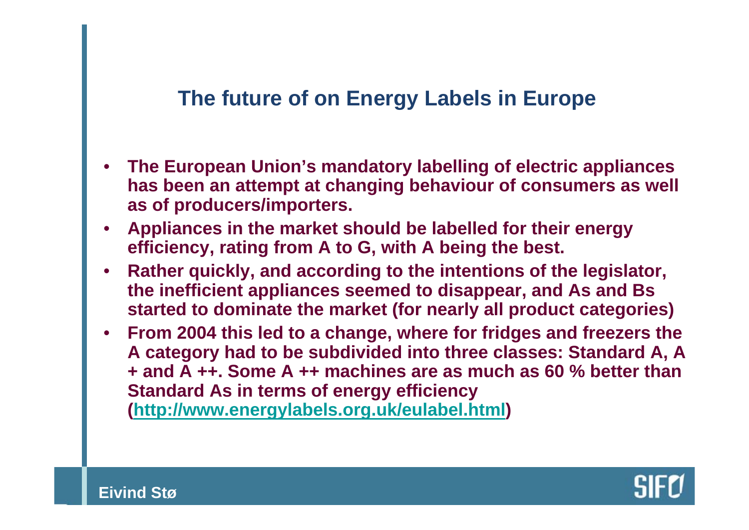# The future of on Energy Labels in Europe

- **The European Union's mandatory labelling of electric appliances has been an attempt at changing behaviour of consumers as well as of producers/importers.**
- **Appliances in the market should be labelled for their energy efficiency, rating from A to G, with A being the best.**
- **Rather quickly, and according to the intentions of the legislator, the inefficient appliances seemed to disappear, and As and Bs started to dominate the market (for nearly all product categories)**
- **From 2004 this led to a change, where for fridges and freezers the A category had to be subdivided into three classes: Standard A, A + and A ++. Some A ++ machines are as much as 60 % better than Standard As in terms of energy efficiency ([http://www.energylabels.org.uk/eulabel.html](http://www.energylabels.org.uk/eulabel.html))**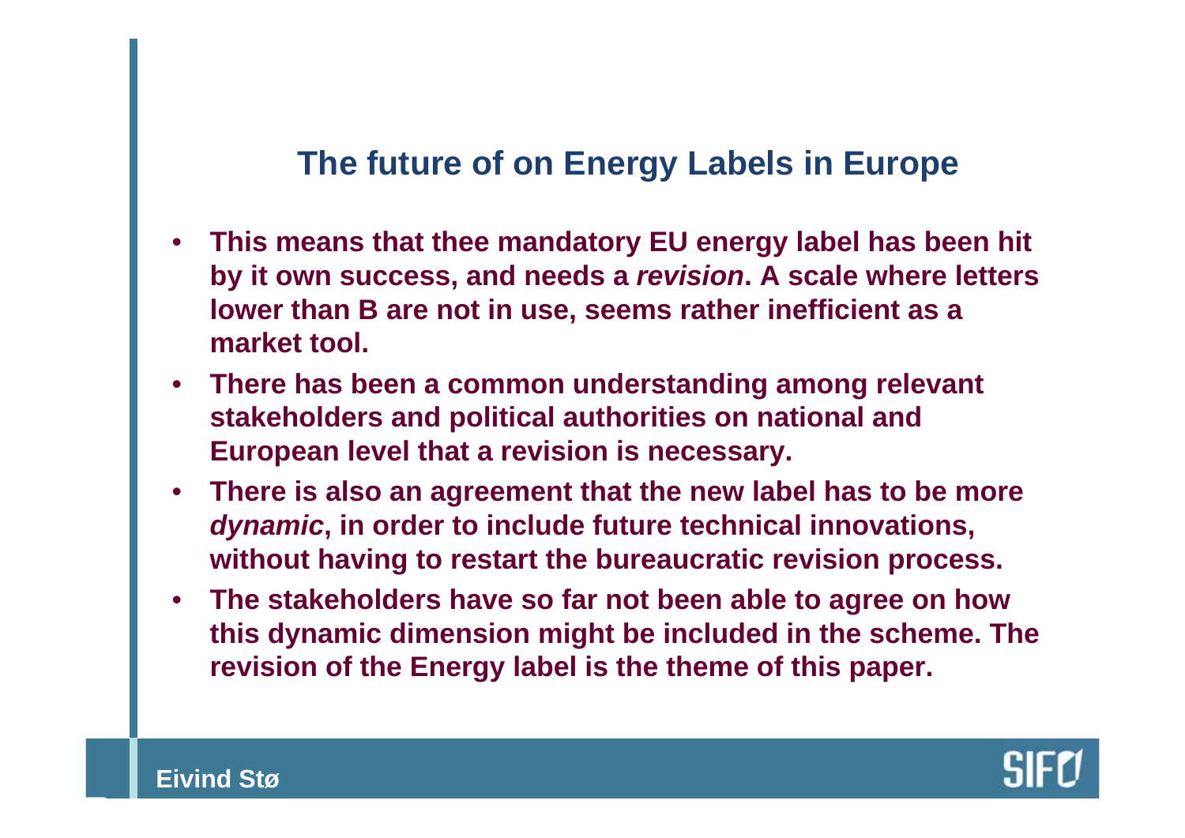## The future of on Energy Labels in Europe

- **This means that thee mandatory EU energy label has been hit by it own success, and needs a *revision*. A scale where letters lower than B are not in use, seems rather inefficient as a market tool.**
- **There has been a common understanding among relevant stakeholders and political authorities on national and European level that a revision is necessary.**
- **There is also an agreement that the new label has to be more *dynamic*, in order to include future technical innovations, without having to restart the bureaucratic revision process.**
- **The stakeholders have so far not been able to agree on how this dynamic dimension might be included in the scheme. The revision of the Energy label is the theme of this paper.**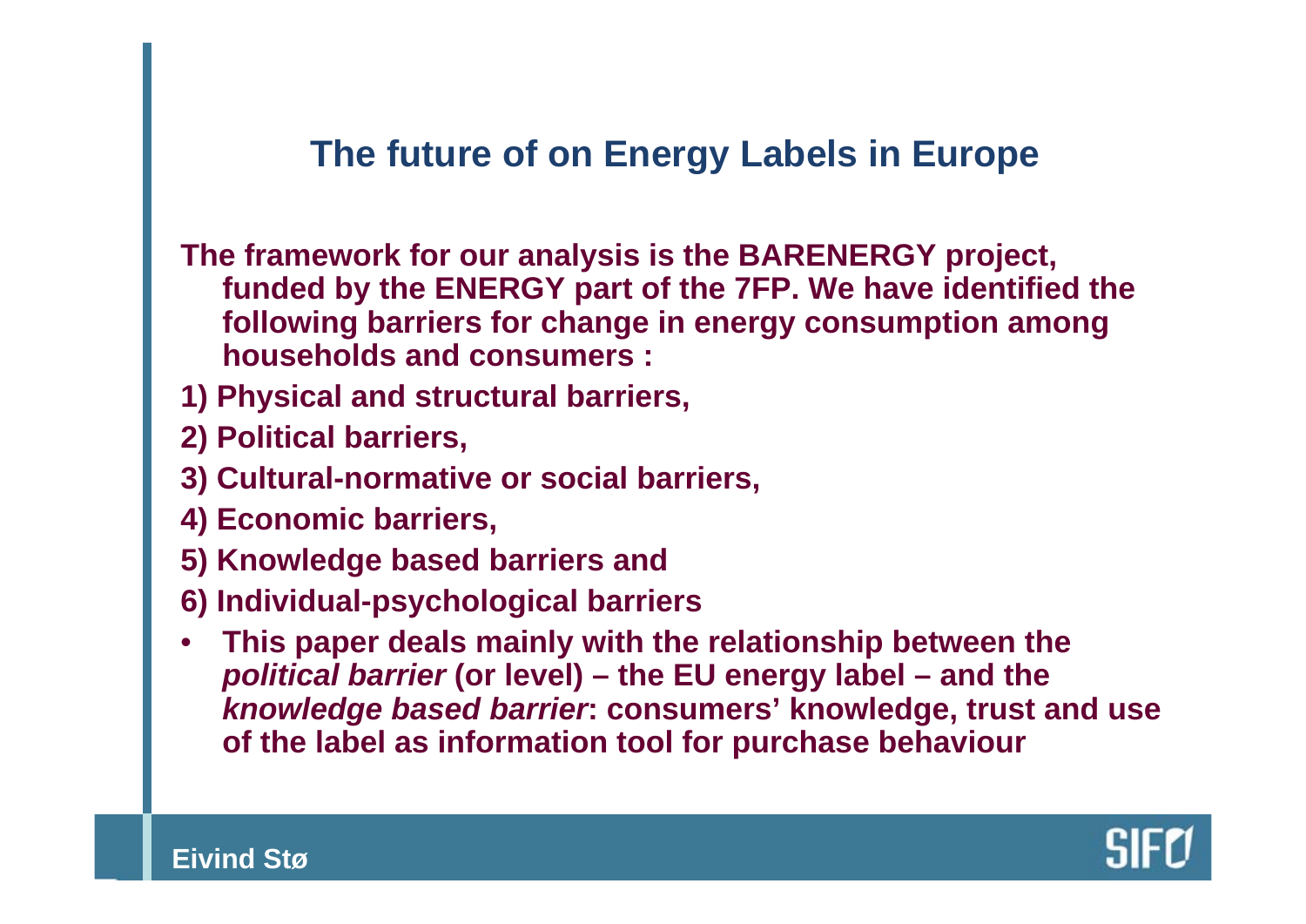## The future of on Energy Labels in Europe

**The framework for our analysis is the BARENERGY project, funded by the ENERGY part of the 7FP. We have identified the following barriers for change in energy consumption among households and consumers :**

**1) Physical and structural barriers,**

**2) Political barriers,**

**3) Cultural-normative or social barriers,**

**4) Economic barriers,**

**5) Knowledge based barriers and**

**6) Individual-psychological barriers**

- **This paper deals mainly with the relationship between the *political barrier* (or level) – the EU energy label – and the *knowledge based barrier*: consumers' knowledge, trust and use of the label as information tool for purchase behaviour**

**Eivind Stø**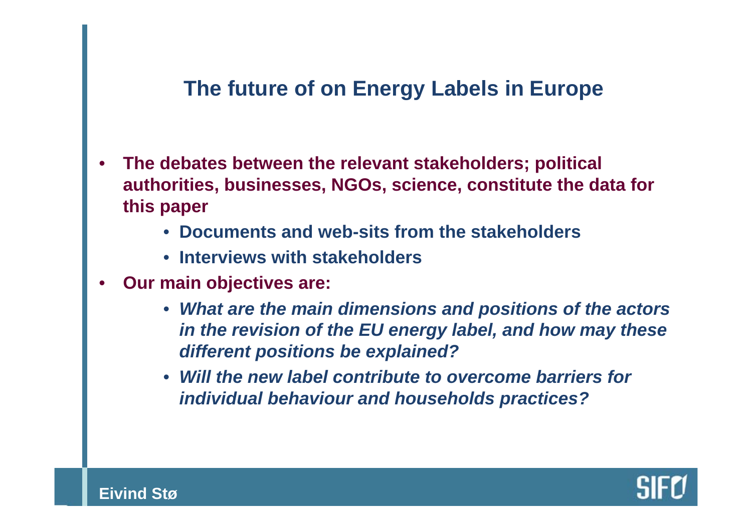## The future of on Energy Labels in Europe

- **The debates between the relevant stakeholders; political authorities, businesses, NGOs, science, constitute the data for this paper**
  - **Documents and web-sits from the stakeholders**
  - **Interviews with stakeholders**
- **Our main objectives are:**
  - ***What are the main dimensions and positions of the actors in the revision of the EU energy label, and how may these different positions be explained?***
  - ***Will the new label contribute to overcome barriers for individual behaviour and households practices?***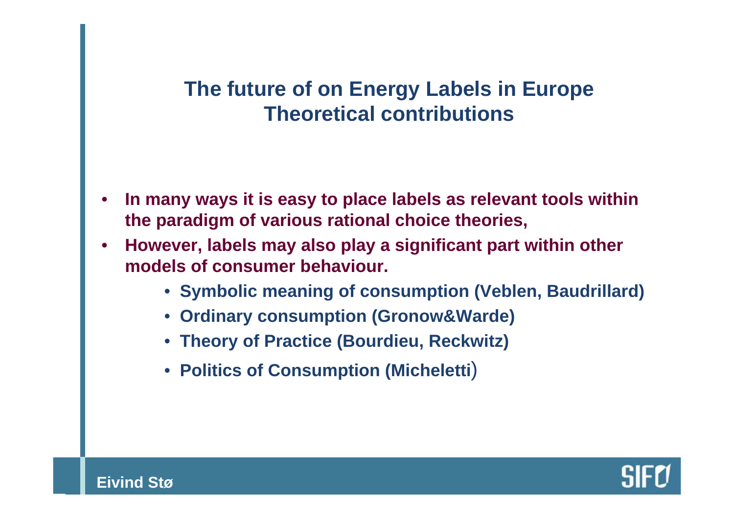# The future of on Energy Labels in Europe
## Theoretical contributions

- **In many ways it is easy to place labels as relevant tools within the paradigm of various rational choice theories,**
- **However, labels may also play a significant part within other models of consumer behaviour.**
    - **Symbolic meaning of consumption (Veblen, Baudrillard)**
    - **Ordinary consumption (Gronow&Warde)**
    - **Theory of Practice (Bourdieu, Reckwitz)**
    - **Politics of Consumption (Micheletti)**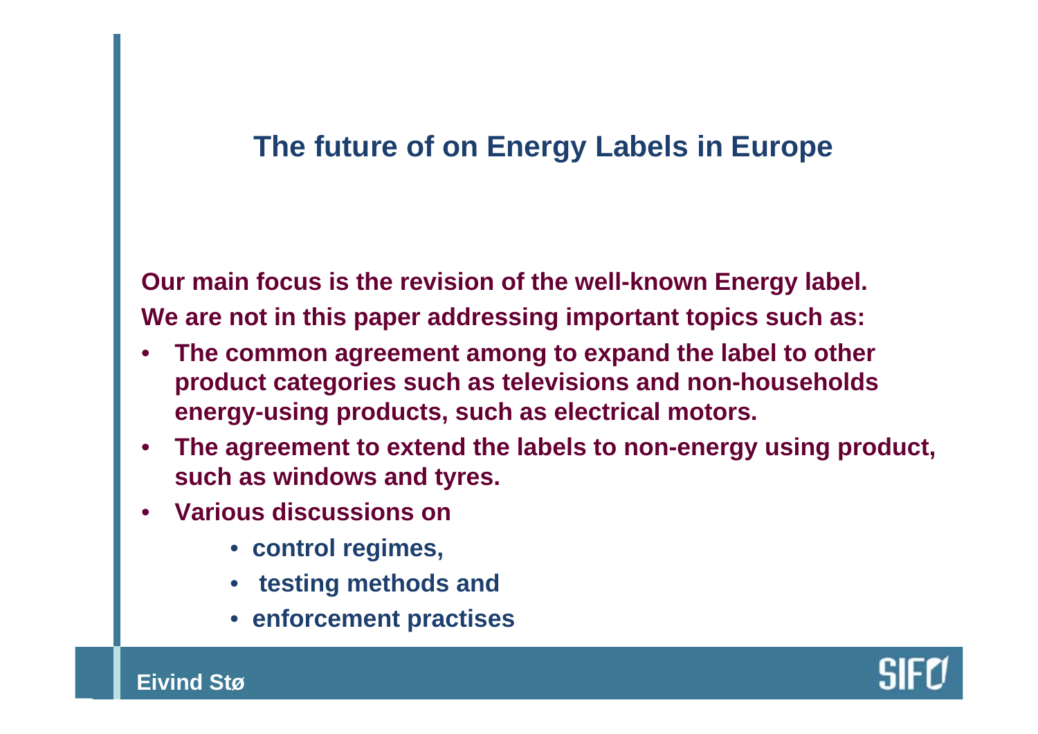## The future of on Energy Labels in Europe

**Our main focus is the revision of the well-known Energy label.**

**We are not in this paper addressing important topics such as:**

- **The common agreement among to expand the label to other product categories such as televisions and non-households energy-using products, such as electrical motors.**
- **The agreement to extend the labels to non-energy using product, such as windows and tyres.**
- **Various discussions on**
  - **control regimes,**
  - **testing methods and**
  - **enforcement practises**

**Eivind Stø**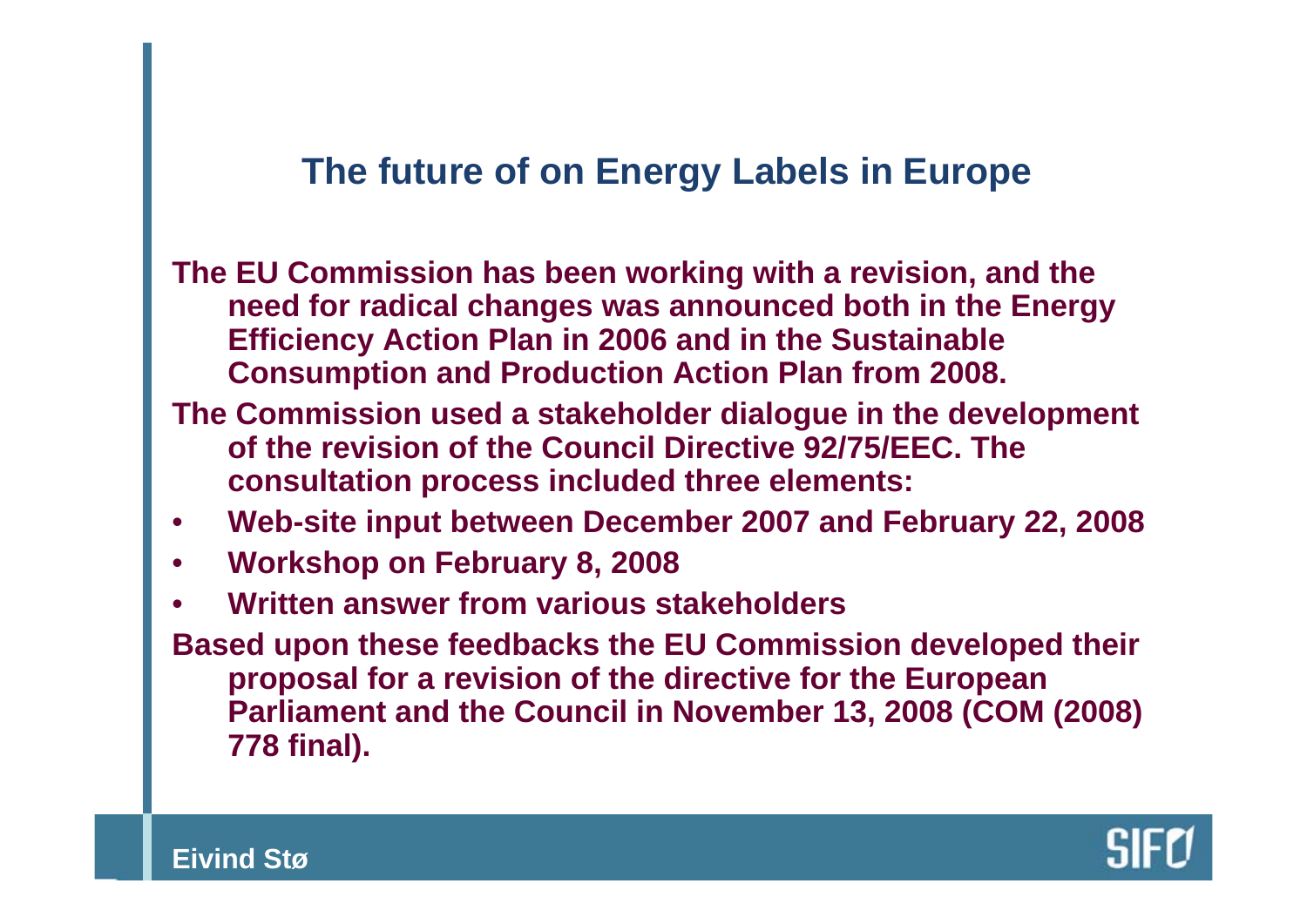# The future of on Energy Labels in Europe

**The EU Commission has been working with a revision, and the need for radical changes was announced both in the Energy Efficiency Action Plan in 2006 and in the Sustainable Consumption and Production Action Plan from 2008.**

**The Commission used a stakeholder dialogue in the development of the revision of the Council Directive 92/75/EEC. The consultation process included three elements:**

- **Web-site input between December 2007 and February 22, 2008**
- **Workshop on February 8, 2008**
- **Written answer from various stakeholders**

**Based upon these feedbacks the EU Commission developed their proposal for a revision of the directive for the European Parliament and the Council in November 13, 2008 (COM (2008) 778 final).**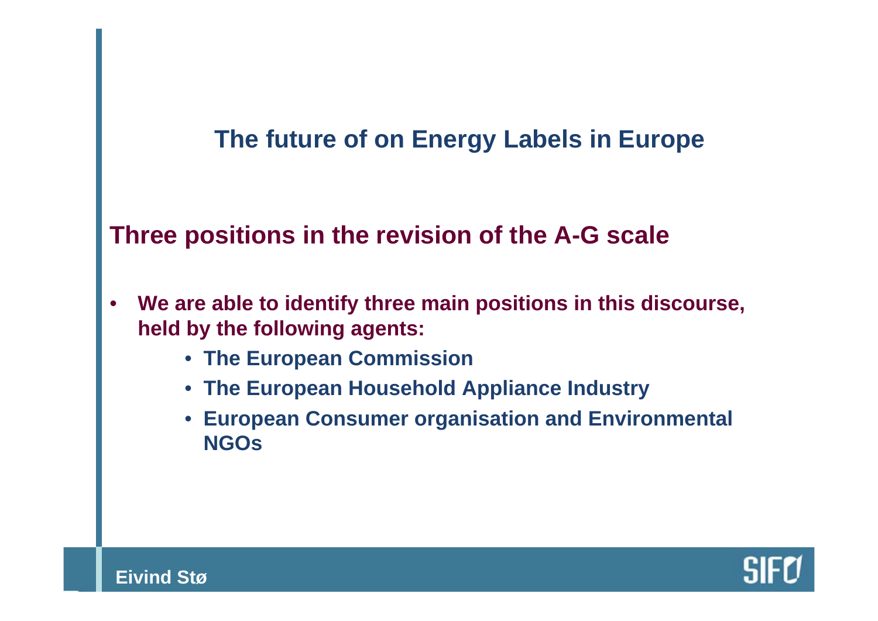## The future of on Energy Labels in Europe

### Three positions in the revision of the A-G scale

- **We are able to identify three main positions in this discourse, held by the following agents:**
  - **The European Commission**
  - **The European Household Appliance Industry**
  - **European Consumer organisation and Environmental NGOs**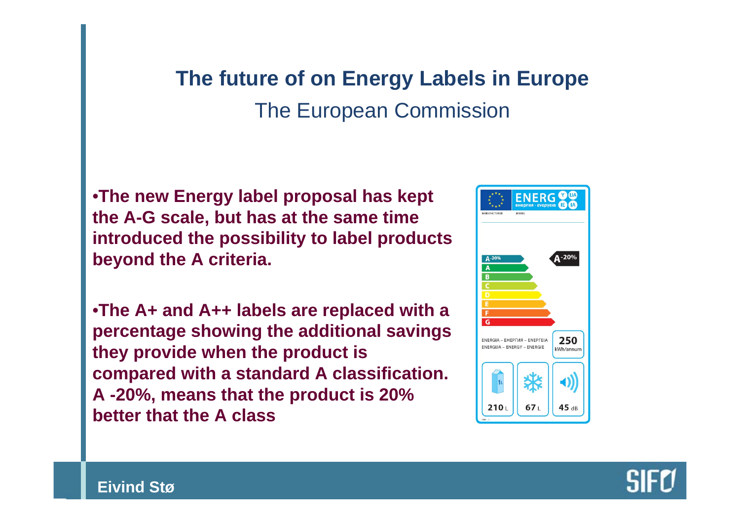# The future of on Energy Labels in Europe

## The European Commission

- **The new Energy label proposal has kept the A-G scale, but has at the same time introduced the possibility to label products beyond the A criteria.**

- **The A+ and A++ labels are replaced with a percentage showing the additional savings they provide when the product is compared with a standard A classification. A -20%, means that the product is 20% better that the A class**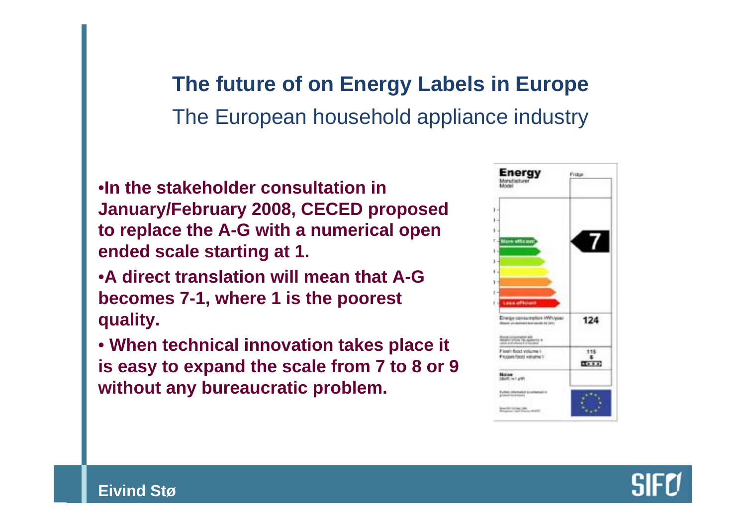## The future of on Energy Labels in Europe

The European household appliance industry

- In the stakeholder consultation in January/February 2008, CECED proposed to replace the A-G with a numerical open ended scale starting at 1.
- A direct translation will mean that A-G becomes 7-1, where 1 is the poorest quality.
- When technical innovation takes place it is easy to expand the scale from 7 to 8 or 9 without any bureaucratic problem.

Eivind Stø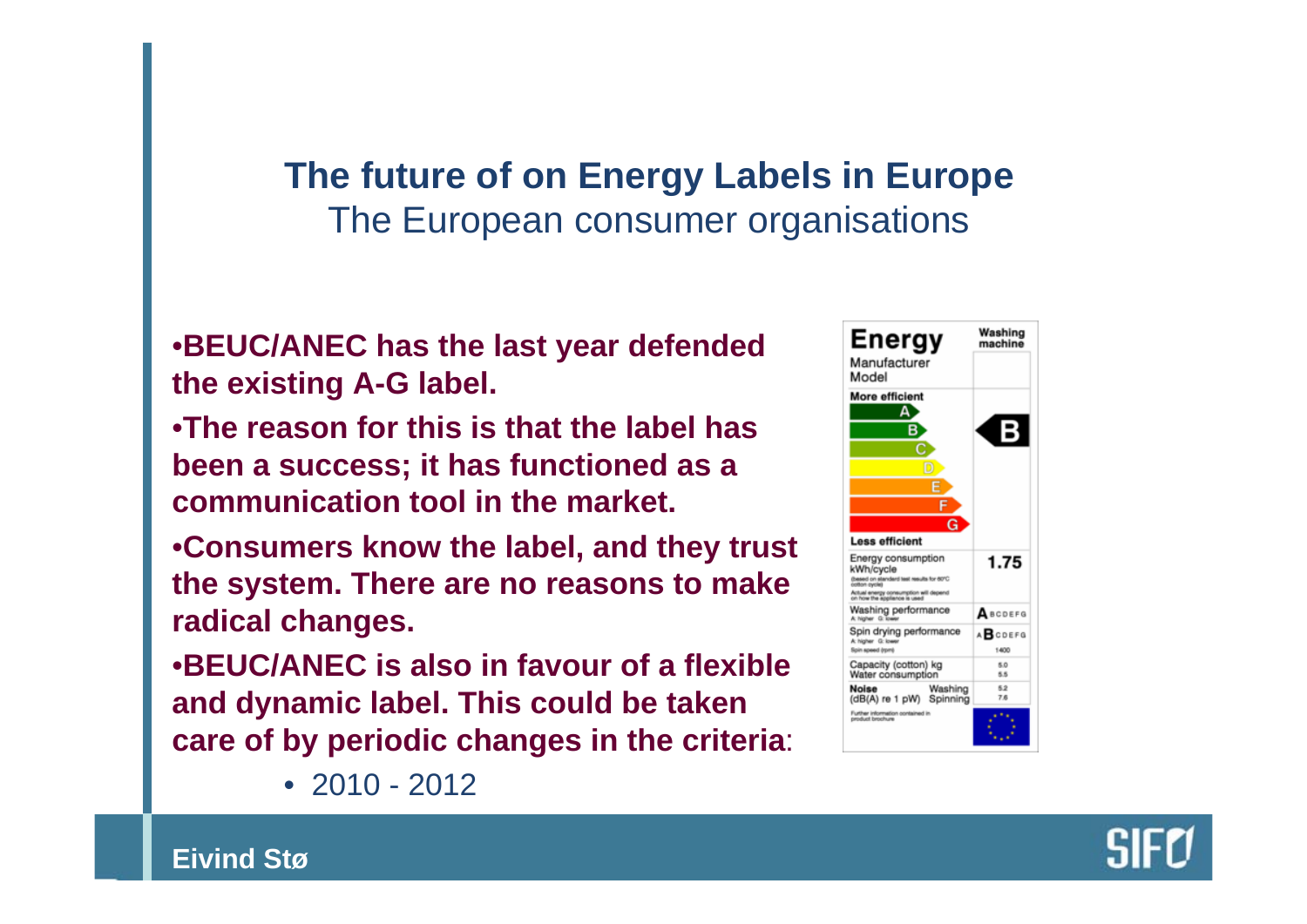## The future of on Energy Labels in Europe

The European consumer organisations

- **BEUC/ANEC has the last year defended the existing A-G label.**
- **The reason for this is that the label has been a success; it has functioned as a communication tool in the market.**
- **Consumers know the label, and they trust the system. There are no reasons to make radical changes.**
- **BEUC/ANEC is also in favour of a flexible and dynamic label. This could be taken care of by periodic changes in the criteria**:
  - 2010 - 2012

**Eivind Stø**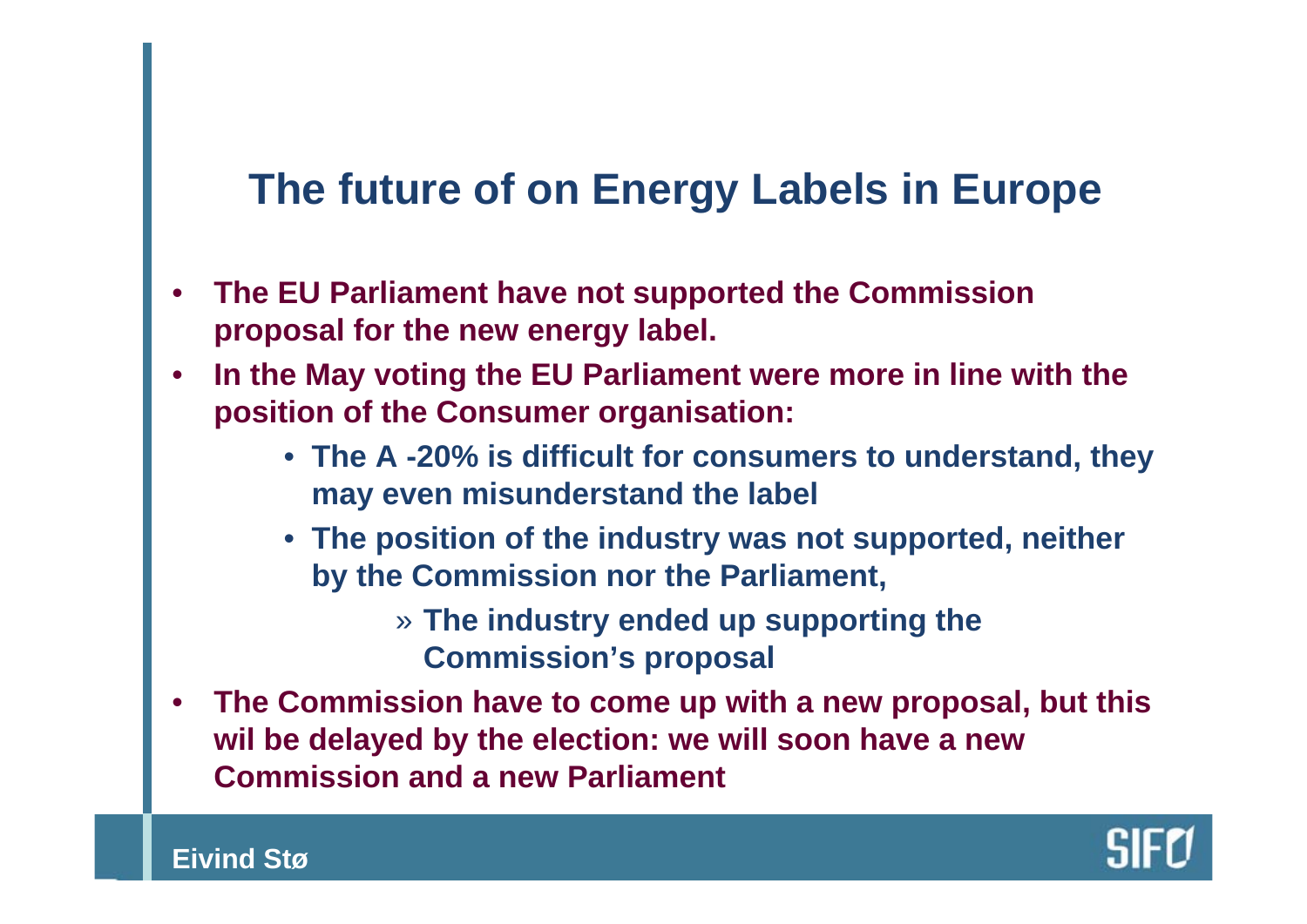# The future of on Energy Labels in Europe

- **The EU Parliament have not supported the Commission proposal for the new energy label.**
- **In the May voting the EU Parliament were more in line with the position of the Consumer organisation:**
  - **The A -20% is difficult for consumers to understand, they may even misunderstand the label**
  - **The position of the industry was not supported, neither by the Commission nor the Parliament,**
    - » **The industry ended up supporting the Commission's proposal**
- **The Commission have to come up with a new proposal, but this wil be delayed by the election: we will soon have a new Commission and a new Parliament**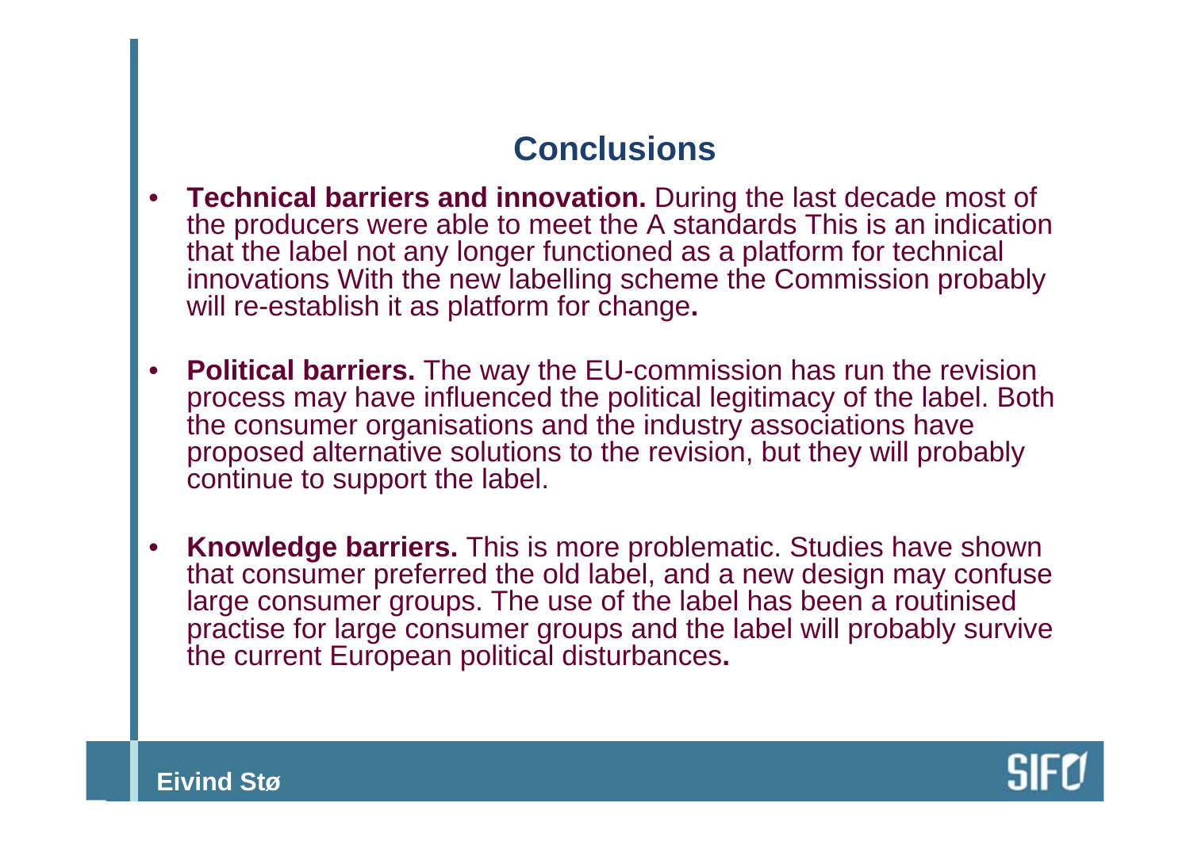## Conclusions

- **Technical barriers and innovation.** During the last decade most of the producers were able to meet the A standards This is an indication that the label not any longer functioned as a platform for technical innovations With the new labelling scheme the Commission probably will re-establish it as platform for change**.**

- **Political barriers.** The way the EU-commission has run the revision process may have influenced the political legitimacy of the label. Both the consumer organisations and the industry associations have proposed alternative solutions to the revision, but they will probably continue to support the label.

- **Knowledge barriers.** This is more problematic. Studies have shown that consumer preferred the old label, and a new design may confuse large consumer groups. The use of the label has been a routinised practise for large consumer groups and the label will probably survive the current European political disturbances**.**